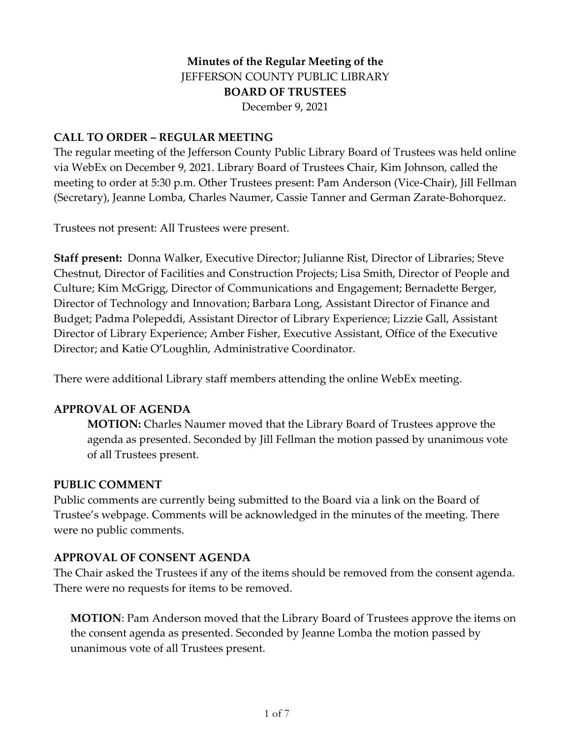**Minutes of the Regular Meeting of the**
JEFFERSON COUNTY PUBLIC LIBRARY
**BOARD OF TRUSTEES**
December 9, 2021

## CALL TO ORDER – REGULAR MEETING

The regular meeting of the Jefferson County Public Library Board of Trustees was held online via WebEx on December 9, 2021. Library Board of Trustees Chair, Kim Johnson, called the meeting to order at 5:30 p.m. Other Trustees present: Pam Anderson (Vice-Chair), Jill Fellman (Secretary), Jeanne Lomba, Charles Naumer, Cassie Tanner and German Zarate-Bohorquez.

Trustees not present: All Trustees were present.

**Staff present:** Donna Walker, Executive Director; Julianne Rist, Director of Libraries; Steve Chestnut, Director of Facilities and Construction Projects; Lisa Smith, Director of People and Culture; Kim McGrigg, Director of Communications and Engagement; Bernadette Berger, Director of Technology and Innovation; Barbara Long, Assistant Director of Finance and Budget; Padma Polepeddi, Assistant Director of Library Experience; Lizzie Gall, Assistant Director of Library Experience; Amber Fisher, Executive Assistant, Office of the Executive Director; and Katie O'Loughlin, Administrative Coordinator.

There were additional Library staff members attending the online WebEx meeting.

## APPROVAL OF AGENDA

> **MOTION:** Charles Naumer moved that the Library Board of Trustees approve the agenda as presented. Seconded by Jill Fellman the motion passed by unanimous vote of all Trustees present.

## PUBLIC COMMENT

Public comments are currently being submitted to the Board via a link on the Board of Trustee's webpage. Comments will be acknowledged in the minutes of the meeting. There were no public comments.

## APPROVAL OF CONSENT AGENDA

The Chair asked the Trustees if any of the items should be removed from the consent agenda. There were no requests for items to be removed.

> **MOTION**: Pam Anderson moved that the Library Board of Trustees approve the items on the consent agenda as presented. Seconded by Jeanne Lomba the motion passed by unanimous vote of all Trustees present.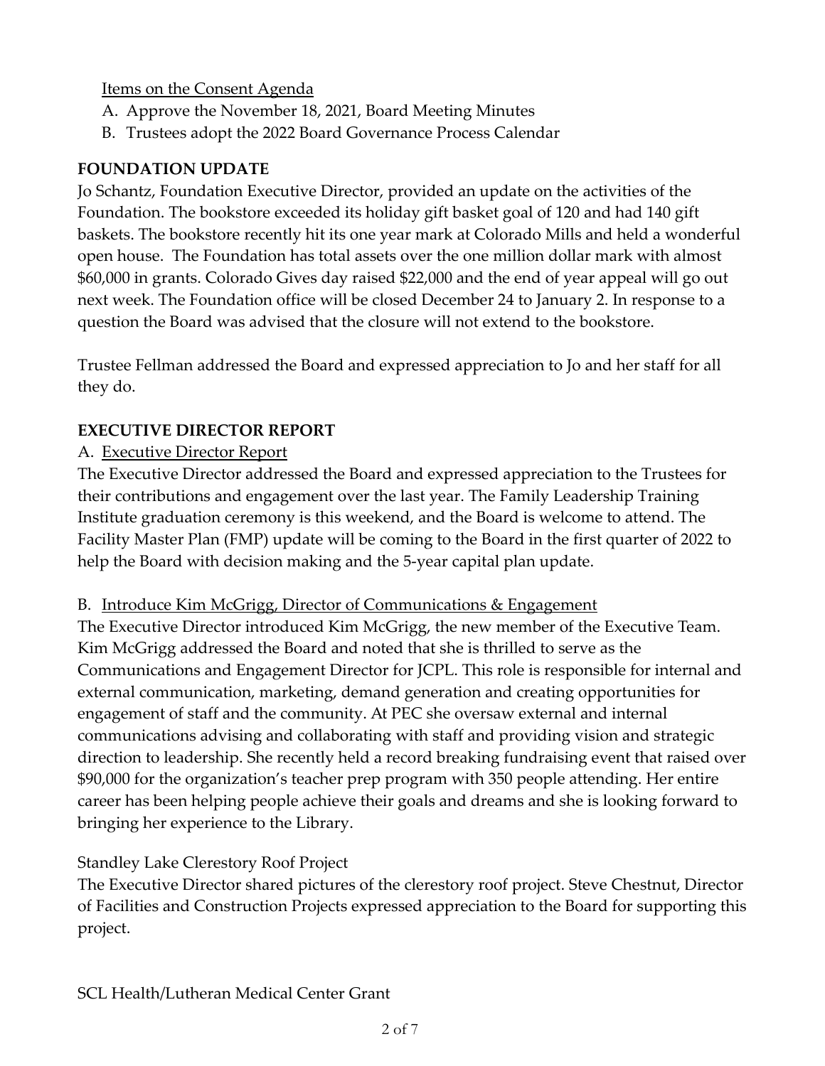Items on the Consent Agenda

A. Approve the November 18, 2021, Board Meeting Minutes
B. Trustees adopt the 2022 Board Governance Process Calendar

## FOUNDATION UPDATE

Jo Schantz, Foundation Executive Director, provided an update on the activities of the Foundation. The bookstore exceeded its holiday gift basket goal of 120 and had 140 gift baskets. The bookstore recently hit its one year mark at Colorado Mills and held a wonderful open house. The Foundation has total assets over the one million dollar mark with almost $60,000 in grants. Colorado Gives day raised $22,000 and the end of year appeal will go out next week. The Foundation office will be closed December 24 to January 2. In response to a question the Board was advised that the closure will not extend to the bookstore.

Trustee Fellman addressed the Board and expressed appreciation to Jo and her staff for all they do.

## EXECUTIVE DIRECTOR REPORT

A. Executive Director Report

The Executive Director addressed the Board and expressed appreciation to the Trustees for their contributions and engagement over the last year. The Family Leadership Training Institute graduation ceremony is this weekend, and the Board is welcome to attend. The Facility Master Plan (FMP) update will be coming to the Board in the first quarter of 2022 to help the Board with decision making and the 5-year capital plan update.

B. Introduce Kim McGrigg, Director of Communications & Engagement

The Executive Director introduced Kim McGrigg, the new member of the Executive Team. Kim McGrigg addressed the Board and noted that she is thrilled to serve as the Communications and Engagement Director for JCPL. This role is responsible for internal and external communication, marketing, demand generation and creating opportunities for engagement of staff and the community. At PEC she oversaw external and internal communications advising and collaborating with staff and providing vision and strategic direction to leadership. She recently held a record breaking fundraising event that raised over $90,000 for the organization's teacher prep program with 350 people attending. Her entire career has been helping people achieve their goals and dreams and she is looking forward to bringing her experience to the Library.

Standley Lake Clerestory Roof Project

The Executive Director shared pictures of the clerestory roof project. Steve Chestnut, Director of Facilities and Construction Projects expressed appreciation to the Board for supporting this project.

SCL Health/Lutheran Medical Center Grant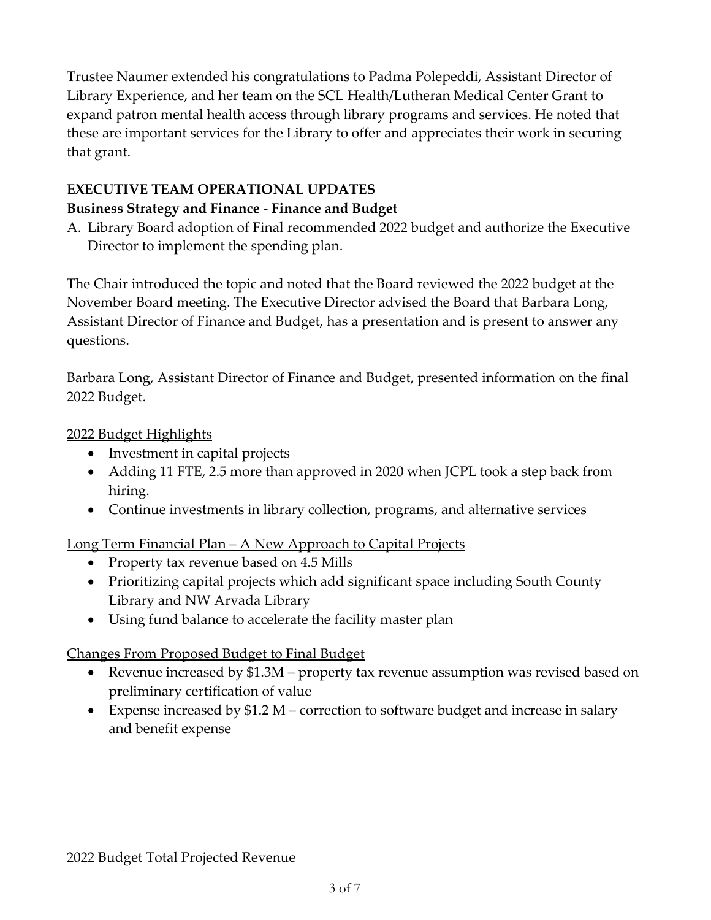Trustee Naumer extended his congratulations to Padma Polepeddi, Assistant Director of Library Experience, and her team on the SCL Health/Lutheran Medical Center Grant to expand patron mental health access through library programs and services. He noted that these are important services for the Library to offer and appreciates their work in securing that grant.

**EXECUTIVE TEAM OPERATIONAL UPDATES**

**Business Strategy and Finance - Finance and Budget**

A. Library Board adoption of Final recommended 2022 budget and authorize the Executive Director to implement the spending plan.

The Chair introduced the topic and noted that the Board reviewed the 2022 budget at the November Board meeting. The Executive Director advised the Board that Barbara Long, Assistant Director of Finance and Budget, has a presentation and is present to answer any questions.

Barbara Long, Assistant Director of Finance and Budget, presented information on the final 2022 Budget.

<u>2022 Budget Highlights</u>

- Investment in capital projects
- Adding 11 FTE, 2.5 more than approved in 2020 when JCPL took a step back from hiring.
- Continue investments in library collection, programs, and alternative services

<u>Long Term Financial Plan – A New Approach to Capital Projects</u>

- Property tax revenue based on 4.5 Mills
- Prioritizing capital projects which add significant space including South County Library and NW Arvada Library
- Using fund balance to accelerate the facility master plan

<u>Changes From Proposed Budget to Final Budget</u>

- Revenue increased by $1.3M – property tax revenue assumption was revised based on preliminary certification of value
- Expense increased by $1.2 M – correction to software budget and increase in salary and benefit expense

<u>2022 Budget Total Projected Revenue</u>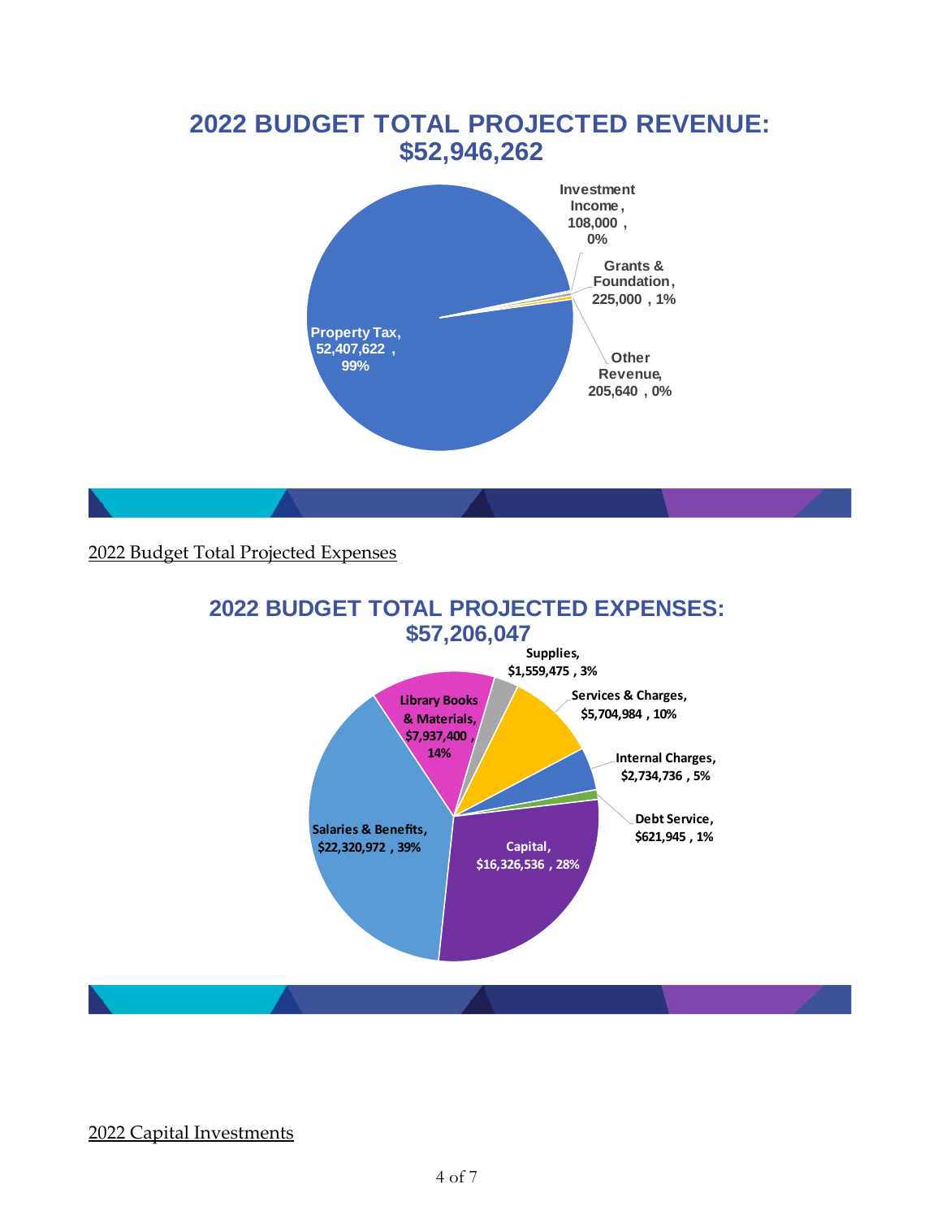## 2022 BUDGET TOTAL PROJECTED REVENUE: $52,946,262

- Property Tax, 52,407,622 , 99%
- Investment Income, 108,000 , 0%
- Grants & Foundation, 225,000 , 1%
- Other Revenue, 205,640 , 0%

2022 Budget Total Projected Expenses

## 2022 BUDGET TOTAL PROJECTED EXPENSES: $57,206,047

- Supplies, $1,559,475 , 3%
- Services & Charges, $5,704,984 , 10%
- Internal Charges, $2,734,736 , 5%
- Debt Service, $621,945 , 1%
- Capital, $16,326,536 , 28%
- Salaries & Benefits, $22,320,972 , 39%
- Library Books & Materials, $7,937,400 , 14%

2022 Capital Investments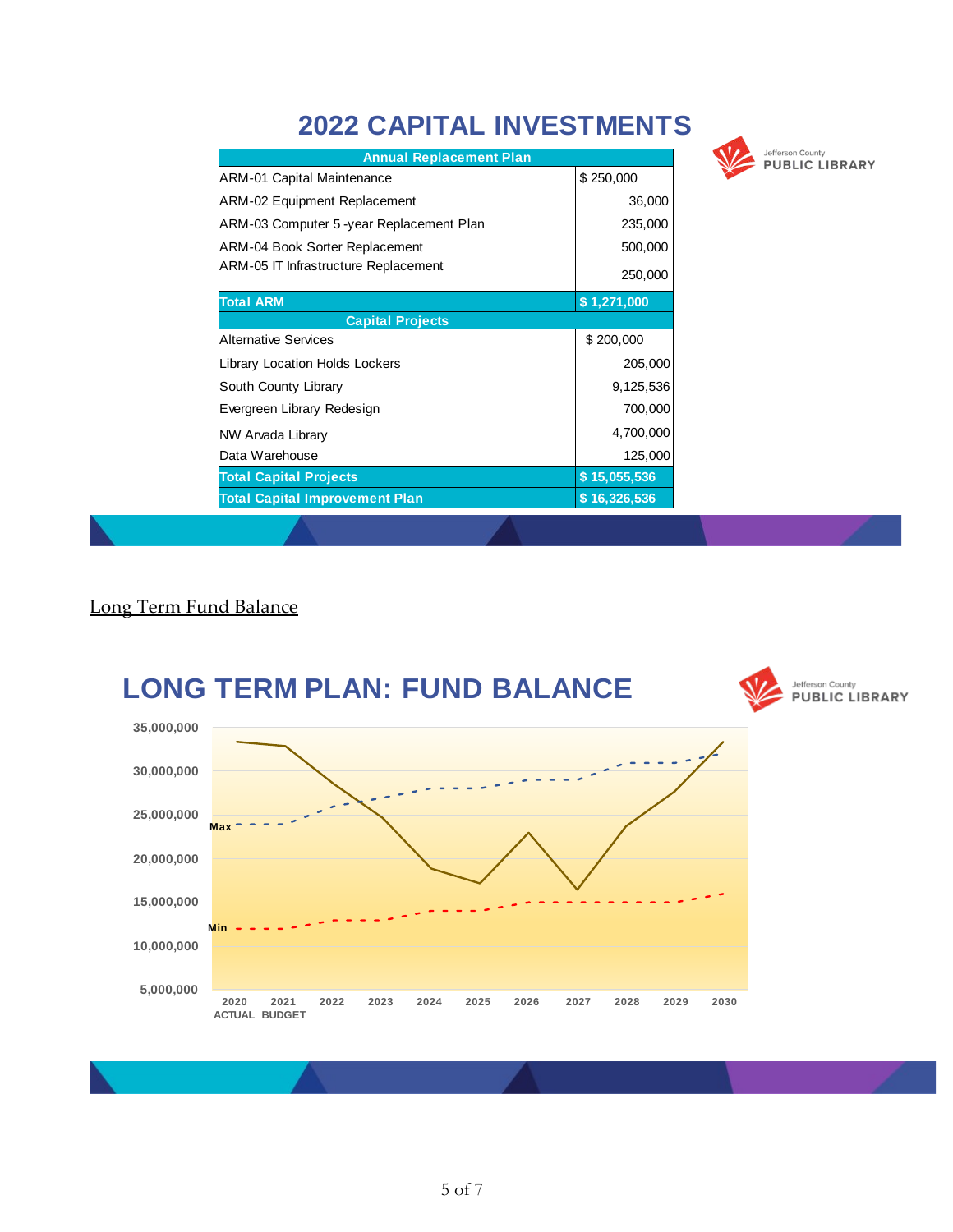# 2022 CAPITAL INVESTMENTS

Jefferson County PUBLIC LIBRARY

| Annual Replacement Plan | |
|---|---|
| ARM-01 Capital Maintenance | $ 250,000 |
| ARM-02 Equipment Replacement | 36,000 |
| ARM-03 Computer 5 -year Replacement Plan | 235,000 |
| ARM-04 Book Sorter Replacement | 500,000 |
| ARM-05 IT Infrastructure Replacement | 250,000 |
| **Total ARM** | **$ 1,271,000** |
| **Capital Projects** | |
| Alternative Services | $ 200,000 |
| Library Location Holds Lockers | 205,000 |
| South County Library | 9,125,536 |
| Evergreen Library Redesign | 700,000 |
| NW Arvada Library | 4,700,000 |
| Data Warehouse | 125,000 |
| **Total Capital Projects** | **$ 15,055,536** |
| **Total Capital Improvement Plan** | **$ 16,326,536** |

Long Term Fund Balance

# LONG TERM PLAN: FUND BALANCE

Jefferson County PUBLIC LIBRARY

Line chart of fund balance, 2020 (Actual) through 2030, with Max and Min threshold lines. Y-axis: 5,000,000 to 35,000,000. X-axis: 2020 ACTUAL, 2021 BUDGET, 2022, 2023, 2024, 2025, 2026, 2027, 2028, 2029, 2030.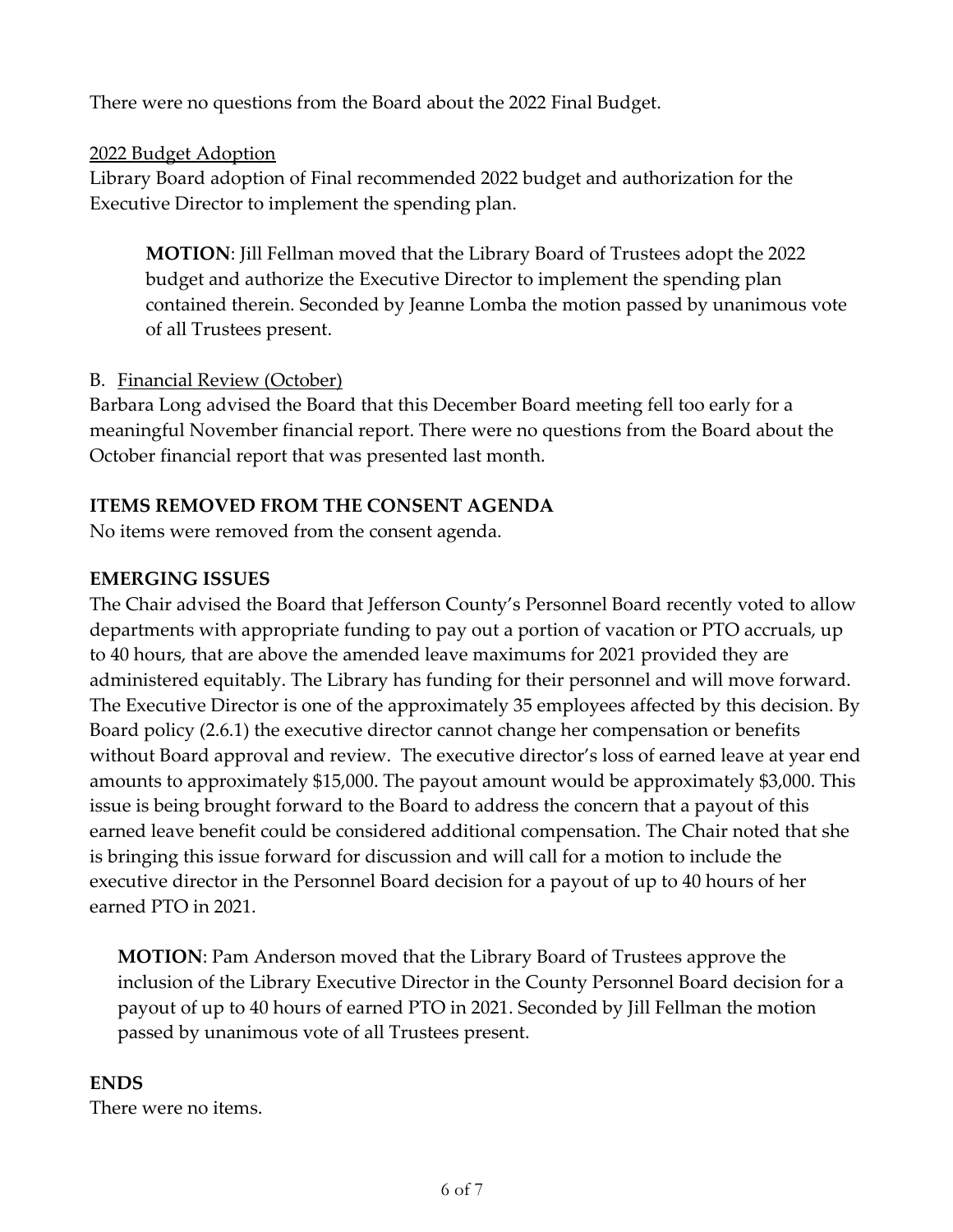There were no questions from the Board about the 2022 Final Budget.

<u>2022 Budget Adoption</u>

Library Board adoption of Final recommended 2022 budget and authorization for the Executive Director to implement the spending plan.

> **MOTION**: Jill Fellman moved that the Library Board of Trustees adopt the 2022 budget and authorize the Executive Director to implement the spending plan contained therein. Seconded by Jeanne Lomba the motion passed by unanimous vote of all Trustees present.

B. <u>Financial Review (October)</u>

Barbara Long advised the Board that this December Board meeting fell too early for a meaningful November financial report. There were no questions from the Board about the October financial report that was presented last month.

**ITEMS REMOVED FROM THE CONSENT AGENDA**

No items were removed from the consent agenda.

**EMERGING ISSUES**

The Chair advised the Board that Jefferson County's Personnel Board recently voted to allow departments with appropriate funding to pay out a portion of vacation or PTO accruals, up to 40 hours, that are above the amended leave maximums for 2021 provided they are administered equitably. The Library has funding for their personnel and will move forward. The Executive Director is one of the approximately 35 employees affected by this decision. By Board policy (2.6.1) the executive director cannot change her compensation or benefits without Board approval and review. The executive director's loss of earned leave at year end amounts to approximately $15,000. The payout amount would be approximately $3,000. This issue is being brought forward to the Board to address the concern that a payout of this earned leave benefit could be considered additional compensation. The Chair noted that she is bringing this issue forward for discussion and will call for a motion to include the executive director in the Personnel Board decision for a payout of up to 40 hours of her earned PTO in 2021.

> **MOTION**: Pam Anderson moved that the Library Board of Trustees approve the inclusion of the Library Executive Director in the County Personnel Board decision for a payout of up to 40 hours of earned PTO in 2021. Seconded by Jill Fellman the motion passed by unanimous vote of all Trustees present.

**ENDS**

There were no items.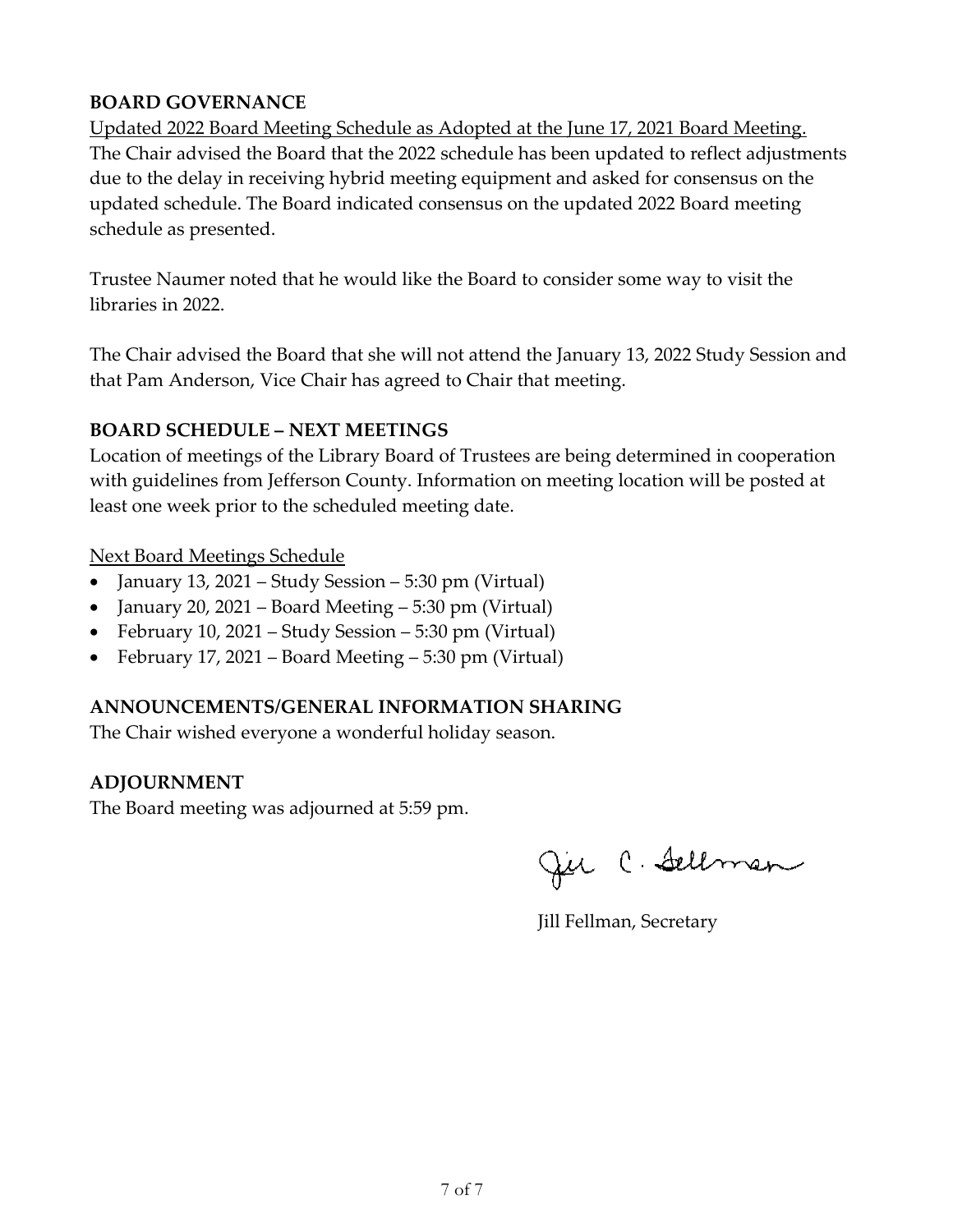**BOARD GOVERNANCE**

Updated 2022 Board Meeting Schedule as Adopted at the June 17, 2021 Board Meeting.
The Chair advised the Board that the 2022 schedule has been updated to reflect adjustments due to the delay in receiving hybrid meeting equipment and asked for consensus on the updated schedule. The Board indicated consensus on the updated 2022 Board meeting schedule as presented.

Trustee Naumer noted that he would like the Board to consider some way to visit the libraries in 2022.

The Chair advised the Board that she will not attend the January 13, 2022 Study Session and that Pam Anderson, Vice Chair has agreed to Chair that meeting.

**BOARD SCHEDULE – NEXT MEETINGS**

Location of meetings of the Library Board of Trustees are being determined in cooperation with guidelines from Jefferson County. Information on meeting location will be posted at least one week prior to the scheduled meeting date.

Next Board Meetings Schedule

- January 13, 2021 – Study Session – 5:30 pm (Virtual)
- January 20, 2021 – Board Meeting – 5:30 pm (Virtual)
- February 10, 2021 – Study Session – 5:30 pm (Virtual)
- February 17, 2021 – Board Meeting – 5:30 pm (Virtual)

**ANNOUNCEMENTS/GENERAL INFORMATION SHARING**

The Chair wished everyone a wonderful holiday season.

**ADJOURNMENT**

The Board meeting was adjourned at 5:59 pm.

Jill C. Fellman

Jill Fellman, Secretary